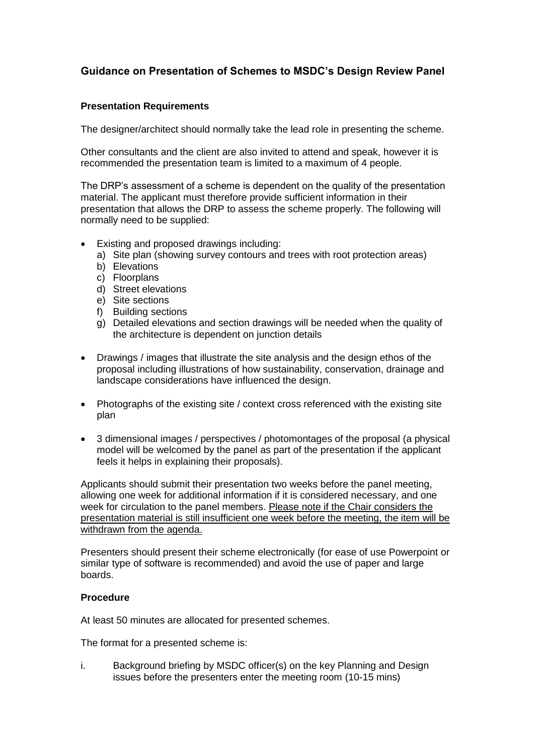# Guidance on Presentation of Schemes to MSDC's Design Review Panel

## Presentation Requirements

The designer/architect should normally take the lead role in presenting the scheme.

Other consultants and the client are also invited to attend and speak, however it is recommended the presentation team is limited to a maximum of 4 people.

The DRP's assessment of a scheme is dependent on the quality of the presentation material. The applicant must therefore provide sufficient information in their presentation that allows the DRP to assess the scheme properly. The following will normally need to be supplied:

- Existing and proposed drawings including:
  a) Site plan (showing survey contours and trees with root protection areas)
  b) Elevations
  c) Floorplans
  d) Street elevations
  e) Site sections
  f) Building sections
  g) Detailed elevations and section drawings will be needed when the quality of the architecture is dependent on junction details

- Drawings / images that illustrate the site analysis and the design ethos of the proposal including illustrations of how sustainability, conservation, drainage and landscape considerations have influenced the design.

- Photographs of the existing site / context cross referenced with the existing site plan

- 3 dimensional images / perspectives / photomontages of the proposal (a physical model will be welcomed by the panel as part of the presentation if the applicant feels it helps in explaining their proposals).

Applicants should submit their presentation two weeks before the panel meeting, allowing one week for additional information if it is considered necessary, and one week for circulation to the panel members. <u>Please note if the Chair considers the presentation material is still insufficient one week before the meeting, the item will be withdrawn from the agenda.</u>

Presenters should present their scheme electronically (for ease of use Powerpoint or similar type of software is recommended) and avoid the use of paper and large boards.

## Procedure

At least 50 minutes are allocated for presented schemes.

The format for a presented scheme is:

i. Background briefing by MSDC officer(s) on the key Planning and Design issues before the presenters enter the meeting room (10-15 mins)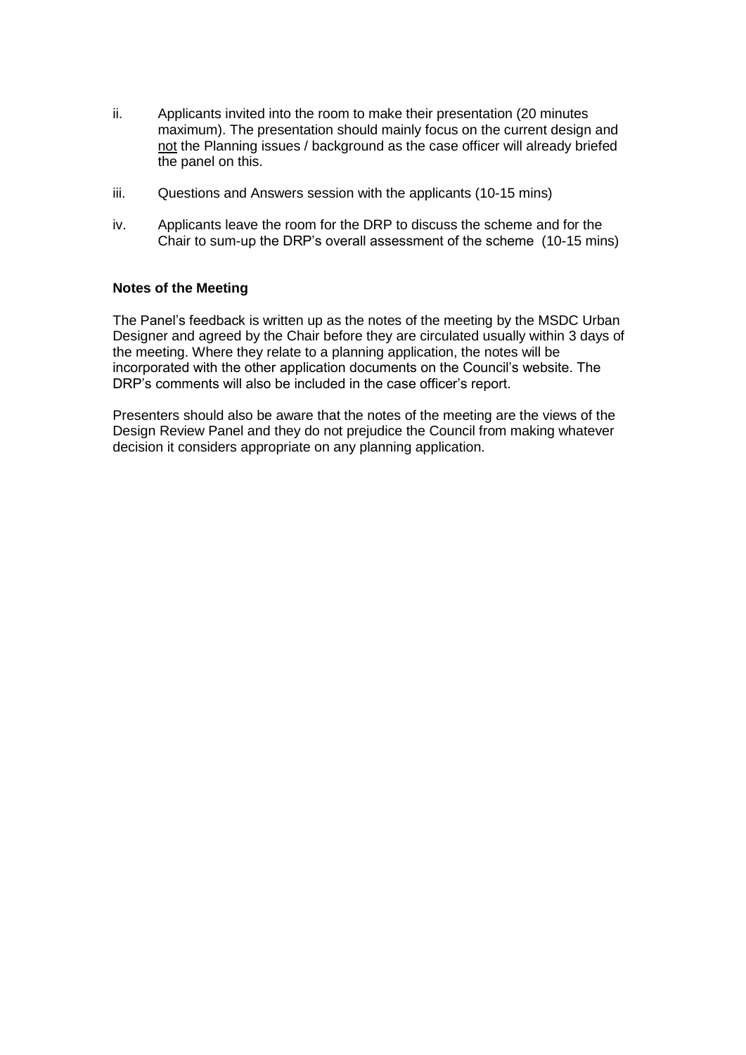ii. Applicants invited into the room to make their presentation (20 minutes maximum). The presentation should mainly focus on the current design and <u>not</u> the Planning issues / background as the case officer will already briefed the panel on this.

iii. Questions and Answers session with the applicants (10-15 mins)

iv. Applicants leave the room for the DRP to discuss the scheme and for the Chair to sum-up the DRP's overall assessment of the scheme (10-15 mins)

**Notes of the Meeting**

The Panel's feedback is written up as the notes of the meeting by the MSDC Urban Designer and agreed by the Chair before they are circulated usually within 3 days of the meeting. Where they relate to a planning application, the notes will be incorporated with the other application documents on the Council's website. The DRP's comments will also be included in the case officer's report.

Presenters should also be aware that the notes of the meeting are the views of the Design Review Panel and they do not prejudice the Council from making whatever decision it considers appropriate on any planning application.